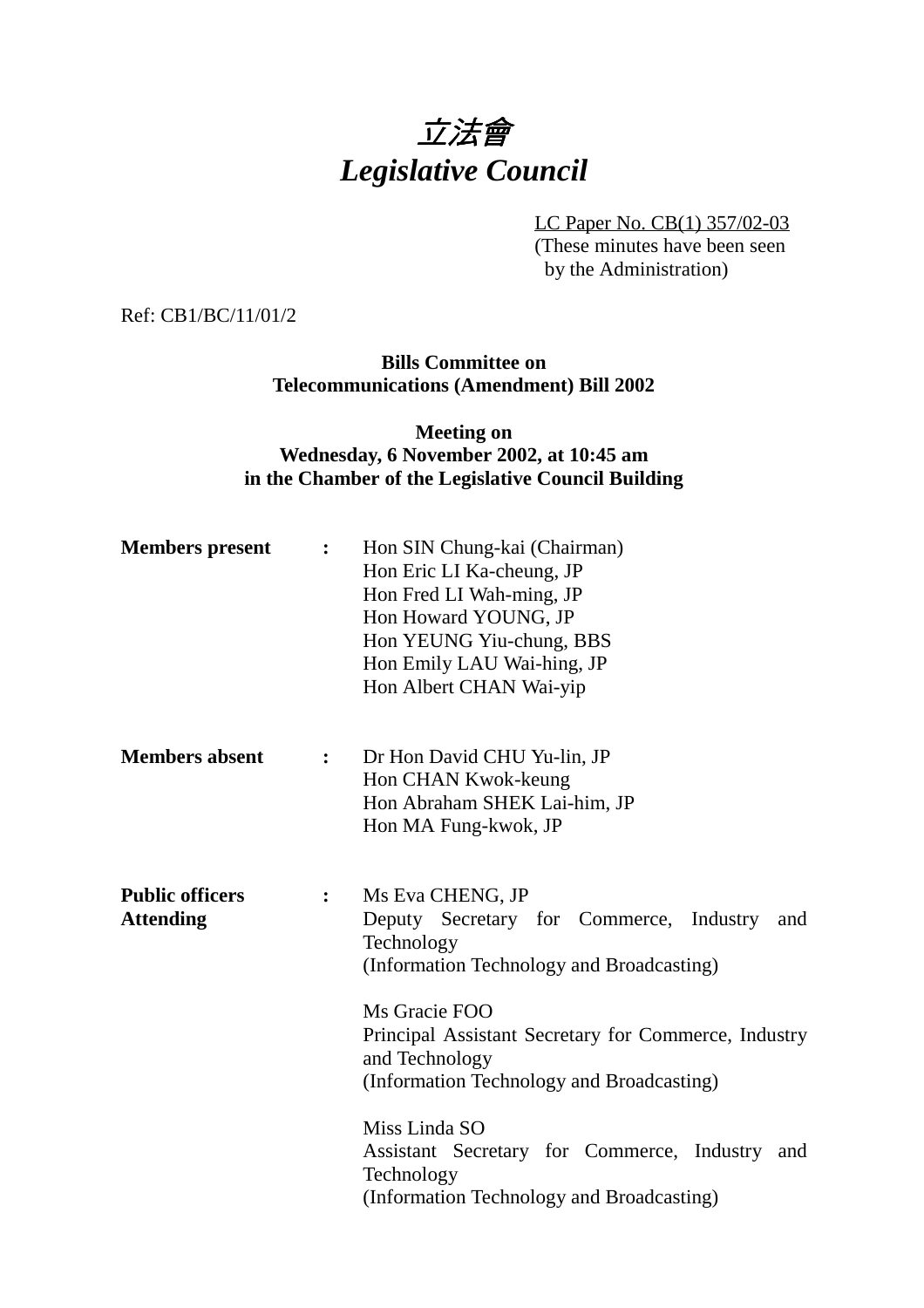# *立法會*
# *Legislative Council*

LC Paper No. CB(1) 357/02-03
(These minutes have been seen by the Administration)

Ref: CB1/BC/11/01/2

**Bills Committee on**
**Telecommunications (Amendment) Bill 2002**

**Meeting on**
**Wednesday, 6 November 2002, at 10:45 am**
**in the Chamber of the Legislative Council Building**

**Members present :**

Hon SIN Chung-kai (Chairman)
Hon Eric LI Ka-cheung, JP
Hon Fred LI Wah-ming, JP
Hon Howard YOUNG, JP
Hon YEUNG Yiu-chung, BBS
Hon Emily LAU Wai-hing, JP
Hon Albert CHAN Wai-yip

**Members absent :**

Dr Hon David CHU Yu-lin, JP
Hon CHAN Kwok-keung
Hon Abraham SHEK Lai-him, JP
Hon MA Fung-kwok, JP

**Public officers Attending :**

Ms Eva CHENG, JP
Deputy Secretary for Commerce, Industry and Technology
(Information Technology and Broadcasting)

Ms Gracie FOO
Principal Assistant Secretary for Commerce, Industry and Technology
(Information Technology and Broadcasting)

Miss Linda SO
Assistant Secretary for Commerce, Industry and Technology
(Information Technology and Broadcasting)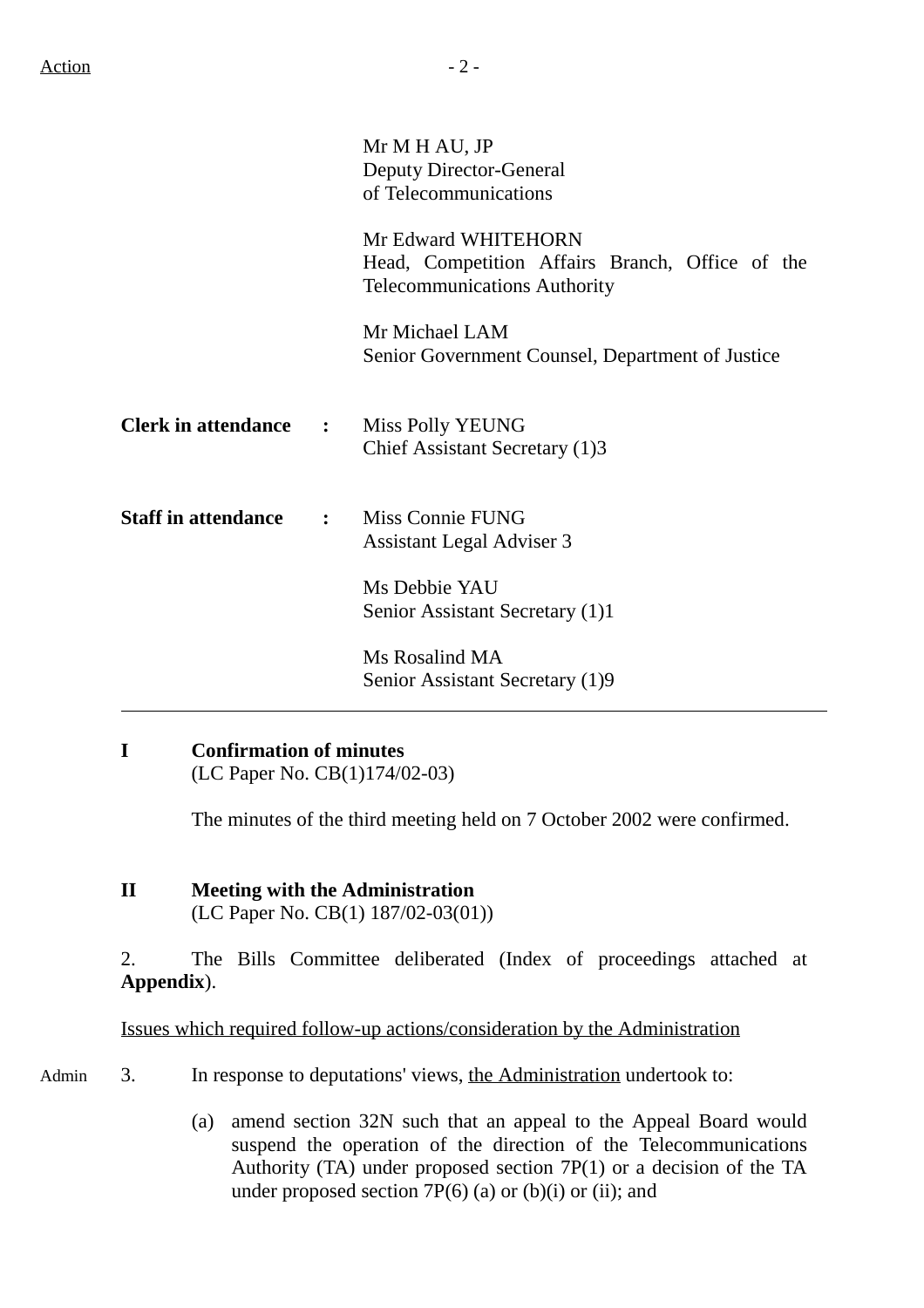Mr M H AU, JP
Deputy Director-General of Telecommunications

Mr Edward WHITEHORN
Head, Competition Affairs Branch, Office of the Telecommunications Authority

Mr Michael LAM
Senior Government Counsel, Department of Justice

**Clerk in attendance** : Miss Polly YEUNG
Chief Assistant Secretary (1)3

**Staff in attendance** : Miss Connie FUNG
Assistant Legal Adviser 3

Ms Debbie YAU
Senior Assistant Secretary (1)1

Ms Rosalind MA
Senior Assistant Secretary (1)9

---

**I Confirmation of minutes**
(LC Paper No. CB(1)174/02-03)

The minutes of the third meeting held on 7 October 2002 were confirmed.

**II Meeting with the Administration**
(LC Paper No. CB(1) 187/02-03(01))

2. The Bills Committee deliberated (Index of proceedings attached at **Appendix**).

Issues which required follow-up actions/consideration by the Administration

Admin

3. In response to deputations' views, the Administration undertook to:

(a) amend section 32N such that an appeal to the Appeal Board would suspend the operation of the direction of the Telecommunications Authority (TA) under proposed section 7P(1) or a decision of the TA under proposed section 7P(6) (a) or (b)(i) or (ii); and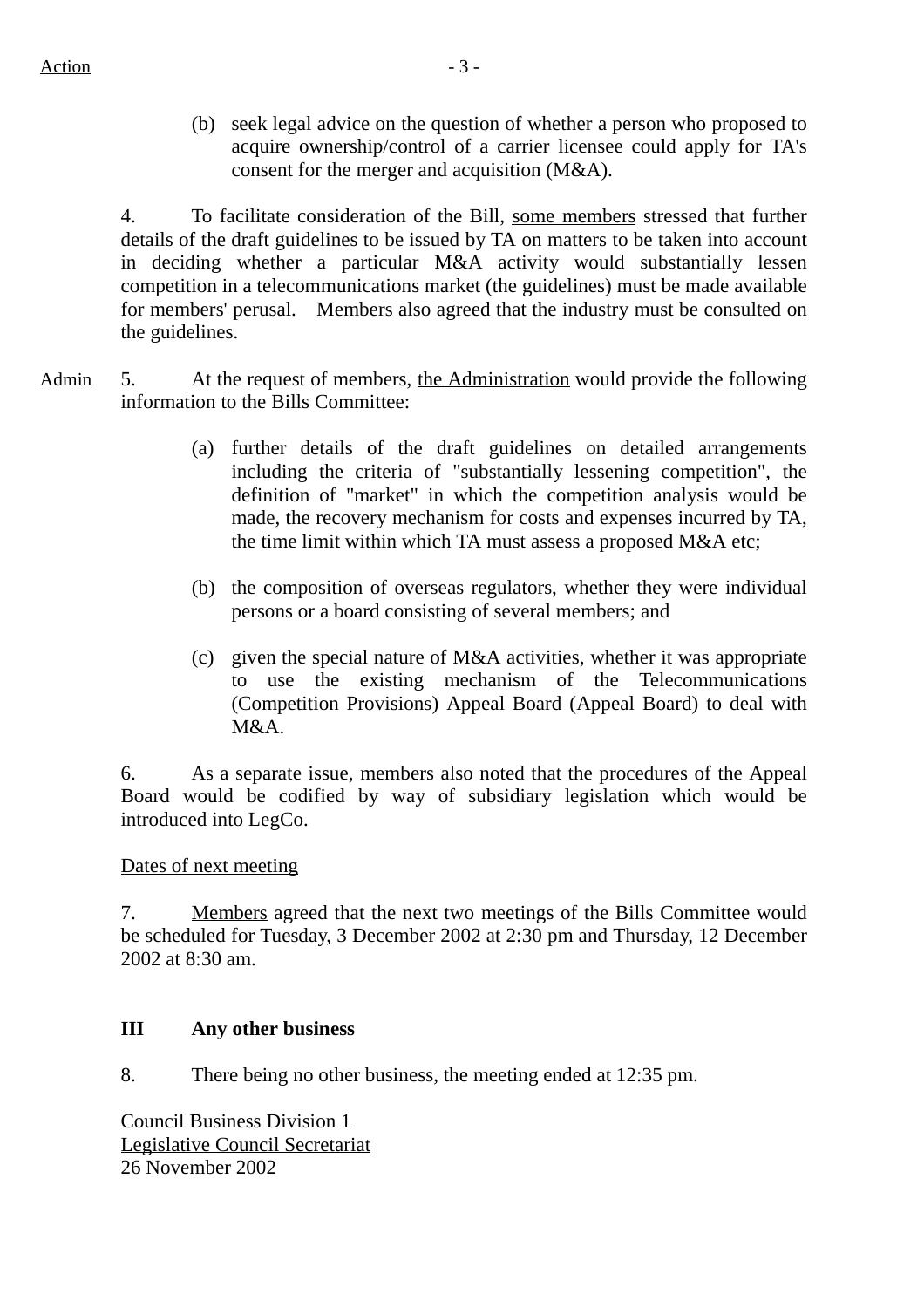Action

(b) seek legal advice on the question of whether a person who proposed to acquire ownership/control of a carrier licensee could apply for TA's consent for the merger and acquisition (M&A).

4. To facilitate consideration of the Bill, some members stressed that further details of the draft guidelines to be issued by TA on matters to be taken into account in deciding whether a particular M&A activity would substantially lessen competition in a telecommunications market (the guidelines) must be made available for members' perusal. Members also agreed that the industry must be consulted on the guidelines.

Admin 5. At the request of members, the Administration would provide the following information to the Bills Committee:

(a) further details of the draft guidelines on detailed arrangements including the criteria of "substantially lessening competition", the definition of "market" in which the competition analysis would be made, the recovery mechanism for costs and expenses incurred by TA, the time limit within which TA must assess a proposed M&A etc;

(b) the composition of overseas regulators, whether they were individual persons or a board consisting of several members; and

(c) given the special nature of M&A activities, whether it was appropriate to use the existing mechanism of the Telecommunications (Competition Provisions) Appeal Board (Appeal Board) to deal with M&A.

6. As a separate issue, members also noted that the procedures of the Appeal Board would be codified by way of subsidiary legislation which would be introduced into LegCo.

Dates of next meeting

7. Members agreed that the next two meetings of the Bills Committee would be scheduled for Tuesday, 3 December 2002 at 2:30 pm and Thursday, 12 December 2002 at 8:30 am.

**III Any other business**

8. There being no other business, the meeting ended at 12:35 pm.

Council Business Division 1
Legislative Council Secretariat
26 November 2002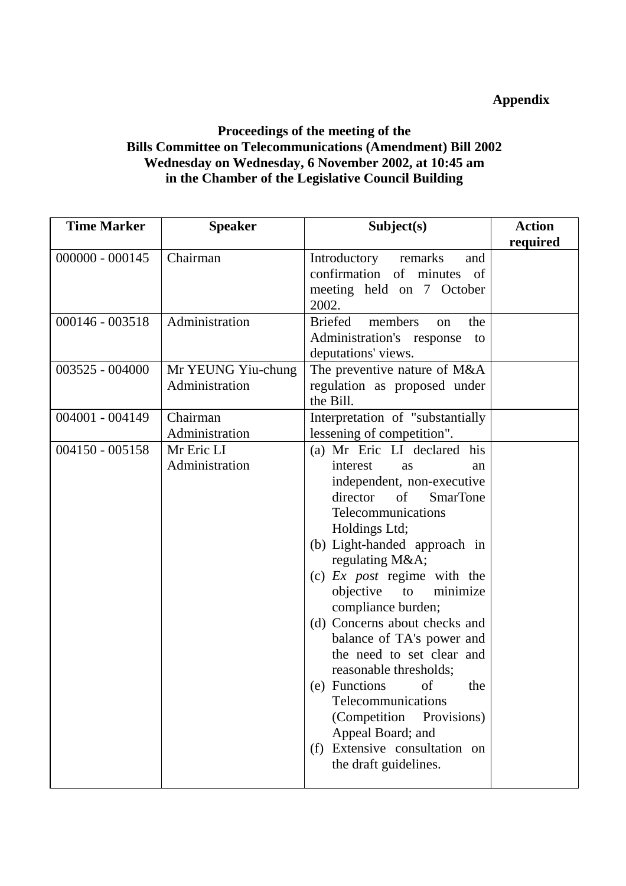**Appendix**

**Proceedings of the meeting of the Bills Committee on Telecommunications (Amendment) Bill 2002 Wednesday on Wednesday, 6 November 2002, at 10:45 am in the Chamber of the Legislative Council Building**

| Time Marker | Speaker | Subject(s) | Action required |
|---|---|---|---|
| 000000 - 000145 | Chairman | Introductory remarks and confirmation of minutes of meeting held on 7 October 2002. | |
| 000146 - 003518 | Administration | Briefed members on the Administration's response to deputations' views. | |
| 003525 - 004000 | Mr YEUNG Yiu-chung<br>Administration | The preventive nature of M&A regulation as proposed under the Bill. | |
| 004001 - 004149 | Chairman<br>Administration | Interpretation of "substantially lessening of competition". | |
| 004150 - 005158 | Mr Eric LI<br>Administration | (a) Mr Eric LI declared his interest as an independent, non-executive director of SmarTone Telecommunications Holdings Ltd;<br>(b) Light-handed approach in regulating M&A;<br>(c) *Ex post* regime with the objective to minimize compliance burden;<br>(d) Concerns about checks and balance of TA's power and the need to set clear and reasonable thresholds;<br>(e) Functions of the Telecommunications (Competition Provisions) Appeal Board; and<br>(f) Extensive consultation on the draft guidelines. | |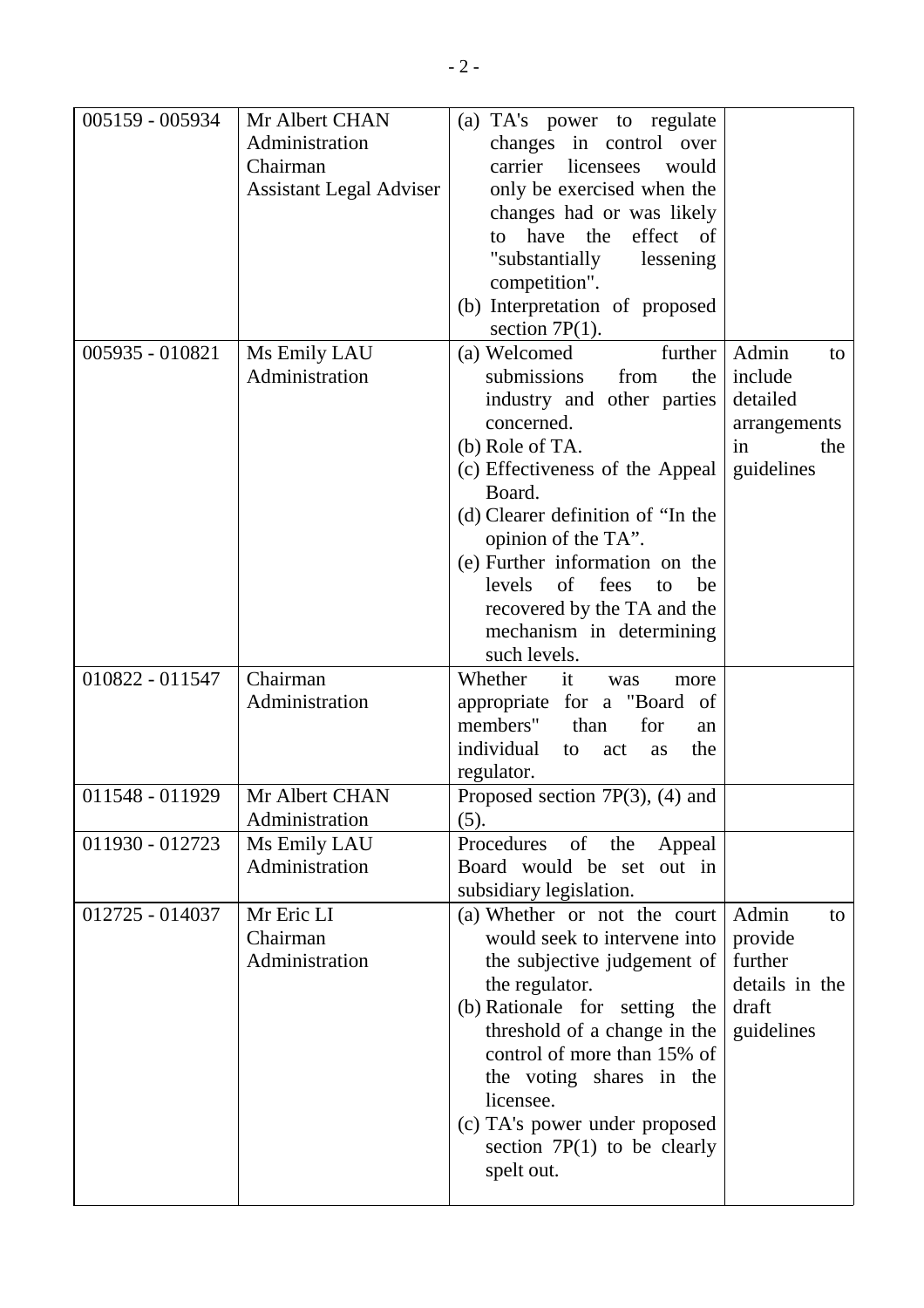| | | | |
|---|---|---|---|
| 005159 - 005934 | Mr Albert CHAN<br>Administration<br>Chairman<br>Assistant Legal Adviser | (a) TA's power to regulate changes in control over carrier licensees would only be exercised when the changes had or was likely to have the effect of "substantially lessening competition".<br>(b) Interpretation of proposed section 7P(1). | |
| 005935 - 010821 | Ms Emily LAU<br>Administration | (a) Welcomed further submissions from the industry and other parties concerned.<br>(b) Role of TA.<br>(c) Effectiveness of the Appeal Board.<br>(d) Clearer definition of "In the opinion of the TA".<br>(e) Further information on the levels of fees to be recovered by the TA and the mechanism in determining such levels. | Admin to include detailed arrangements in the guidelines |
| 010822 - 011547 | Chairman<br>Administration | Whether it was more appropriate for a "Board of members" than for an individual to act as the regulator. | |
| 011548 - 011929 | Mr Albert CHAN<br>Administration | Proposed section 7P(3), (4) and (5). | |
| 011930 - 012723 | Ms Emily LAU<br>Administration | Procedures of the Appeal Board would be set out in subsidiary legislation. | |
| 012725 - 014037 | Mr Eric LI<br>Chairman<br>Administration | (a) Whether or not the court would seek to intervene into the subjective judgement of the regulator.<br>(b) Rationale for setting the threshold of a change in the control of more than 15% of the voting shares in the licensee.<br>(c) TA's power under proposed section 7P(1) to be clearly spelt out. | Admin to provide further details in the draft guidelines |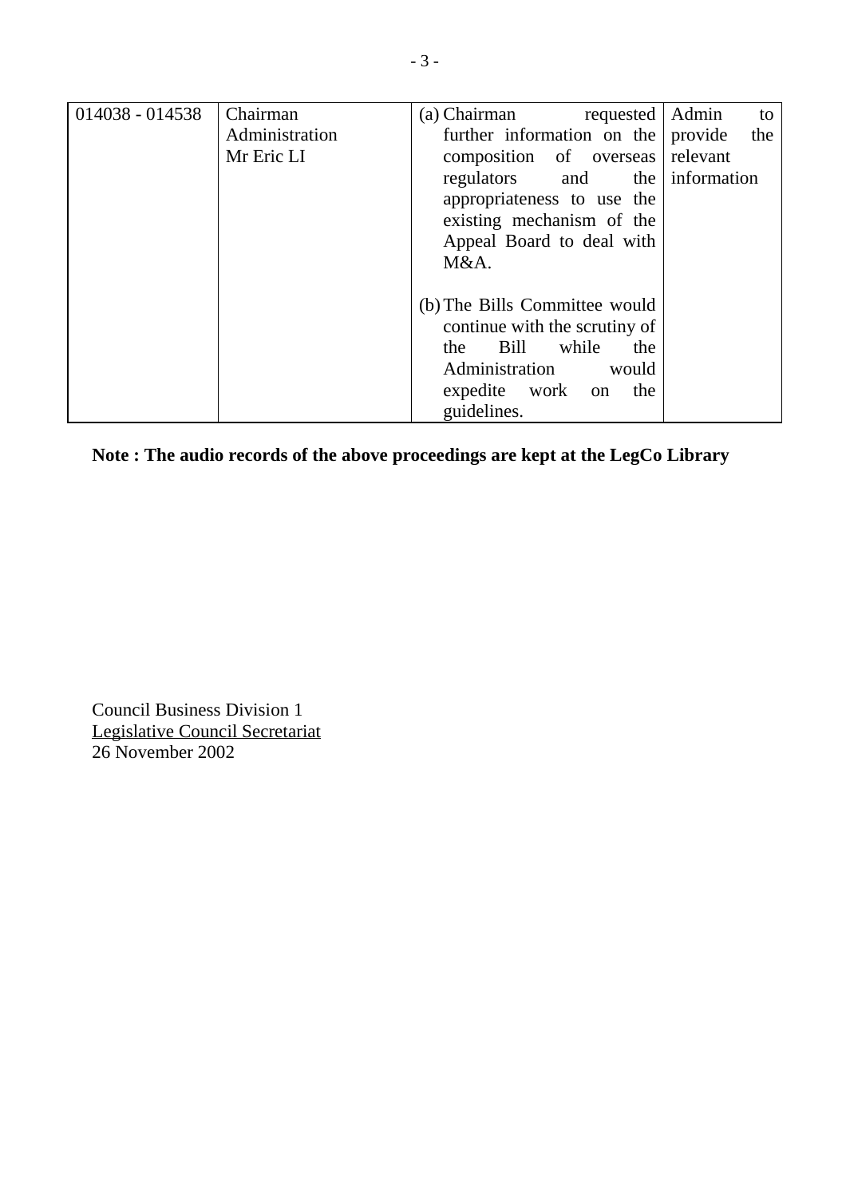| | | | |
|---|---|---|---|
| 014038 - 014538 | Chairman<br>Administration<br>Mr Eric LI | (a) Chairman requested further information on the composition of overseas regulators and the appropriateness to use the existing mechanism of the Appeal Board to deal with M&A.<br><br>(b) The Bills Committee would continue with the scrutiny of the Bill while the Administration would expedite work on the guidelines. | Admin to provide the relevant information |

**Note : The audio records of the above proceedings are kept at the LegCo Library**

Council Business Division 1
Legislative Council Secretariat
26 November 2002